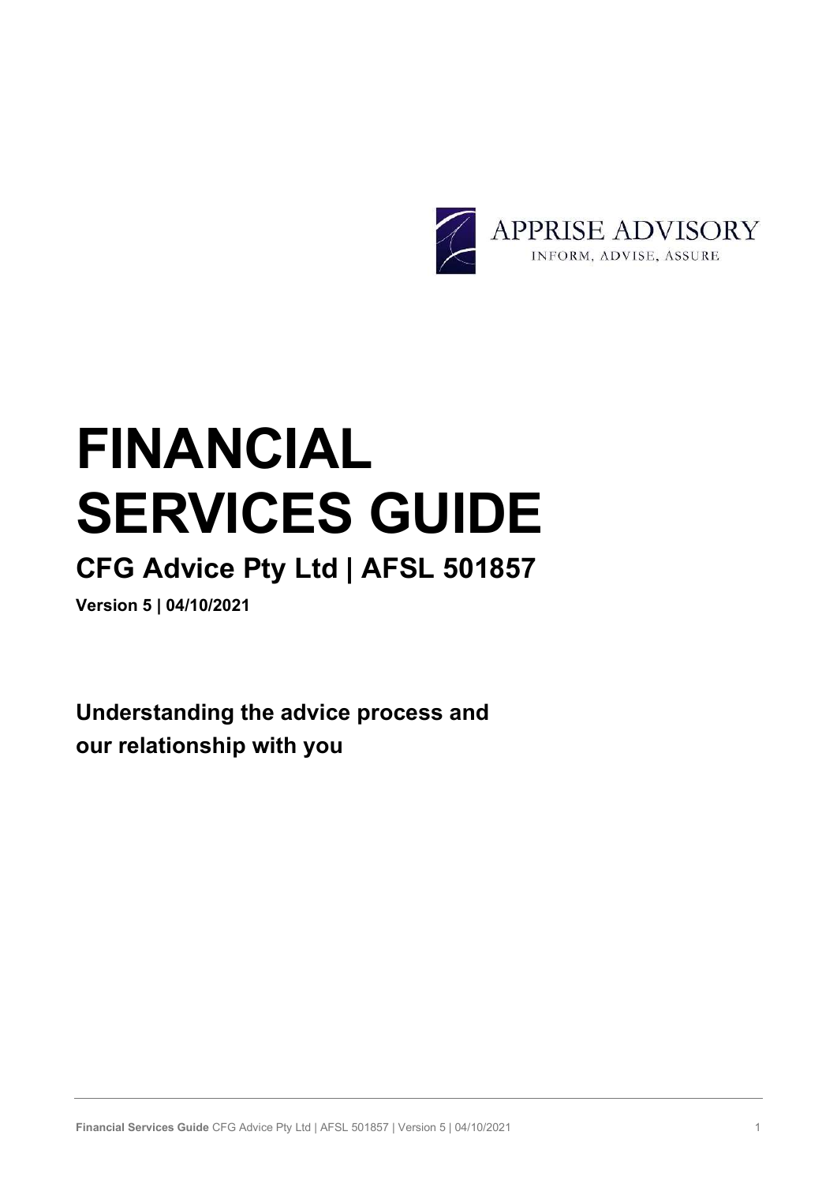APPRISE ADVISORY

INFORM, ADVISE, ASSURE

# FINANCIAL SERVICES GUIDE

## CFG Advice Pty Ltd | AFSL 501857

**Version 5 | 04/10/2021**

**Understanding the advice process and our relationship with you**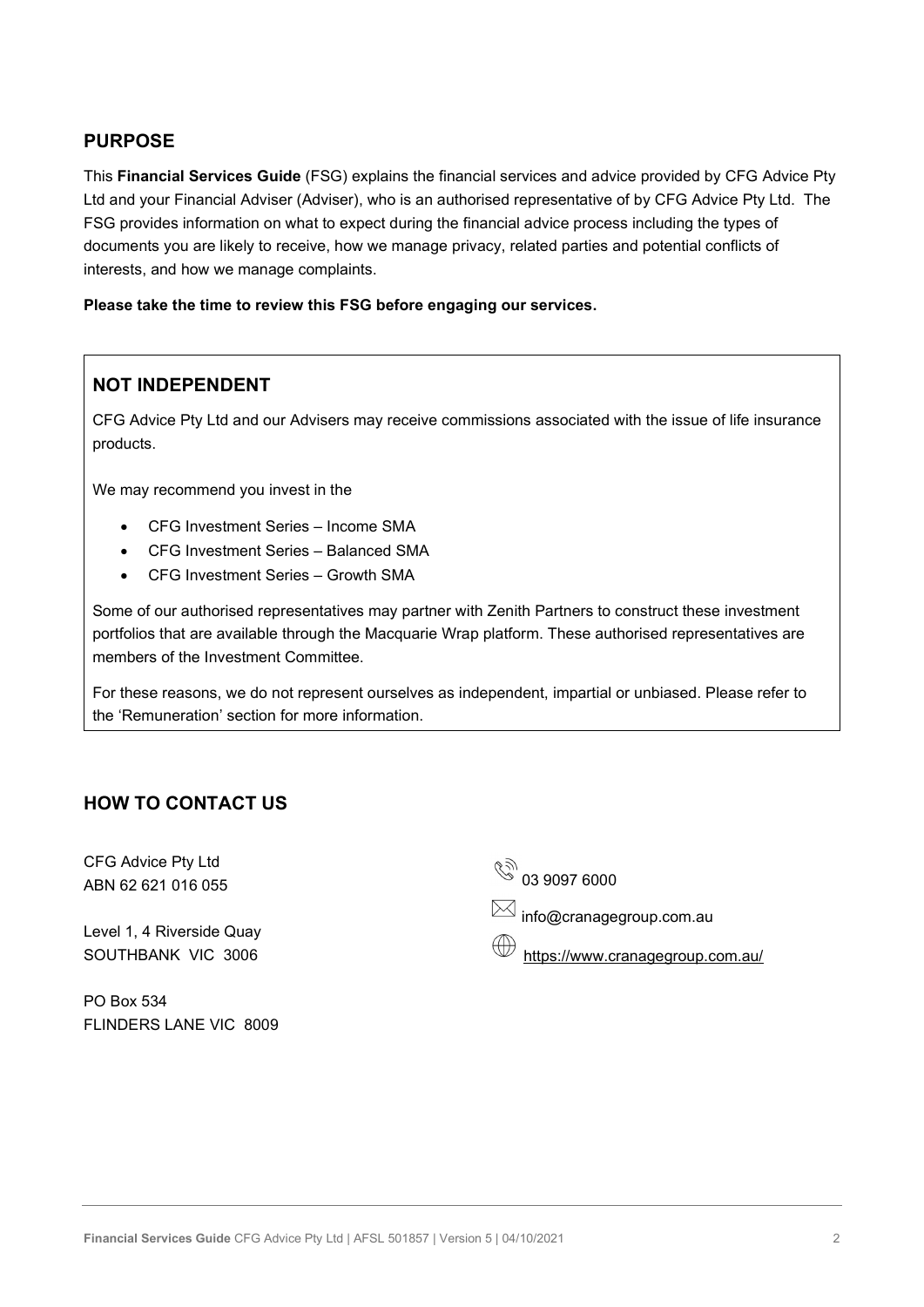## PURPOSE

This **Financial Services Guide** (FSG) explains the financial services and advice provided by CFG Advice Pty Ltd and your Financial Adviser (Adviser), who is an authorised representative of by CFG Advice Pty Ltd. The FSG provides information on what to expect during the financial advice process including the types of documents you are likely to receive, how we manage privacy, related parties and potential conflicts of interests, and how we manage complaints.

**Please take the time to review this FSG before engaging our services.**

## NOT INDEPENDENT

CFG Advice Pty Ltd and our Advisers may receive commissions associated with the issue of life insurance products.

We may recommend you invest in the

- CFG Investment Series – Income SMA
- CFG Investment Series – Balanced SMA
- CFG Investment Series – Growth SMA

Some of our authorised representatives may partner with Zenith Partners to construct these investment portfolios that are available through the Macquarie Wrap platform. These authorised representatives are members of the Investment Committee.

For these reasons, we do not represent ourselves as independent, impartial or unbiased. Please refer to the 'Remuneration' section for more information.

## HOW TO CONTACT US

CFG Advice Pty Ltd
ABN 62 621 016 055

Level 1, 4 Riverside Quay
SOUTHBANK VIC 3006

PO Box 534
FLINDERS LANE VIC 8009

03 9097 6000

info@cranagegroup.com.au

https://www.cranagegroup.com.au/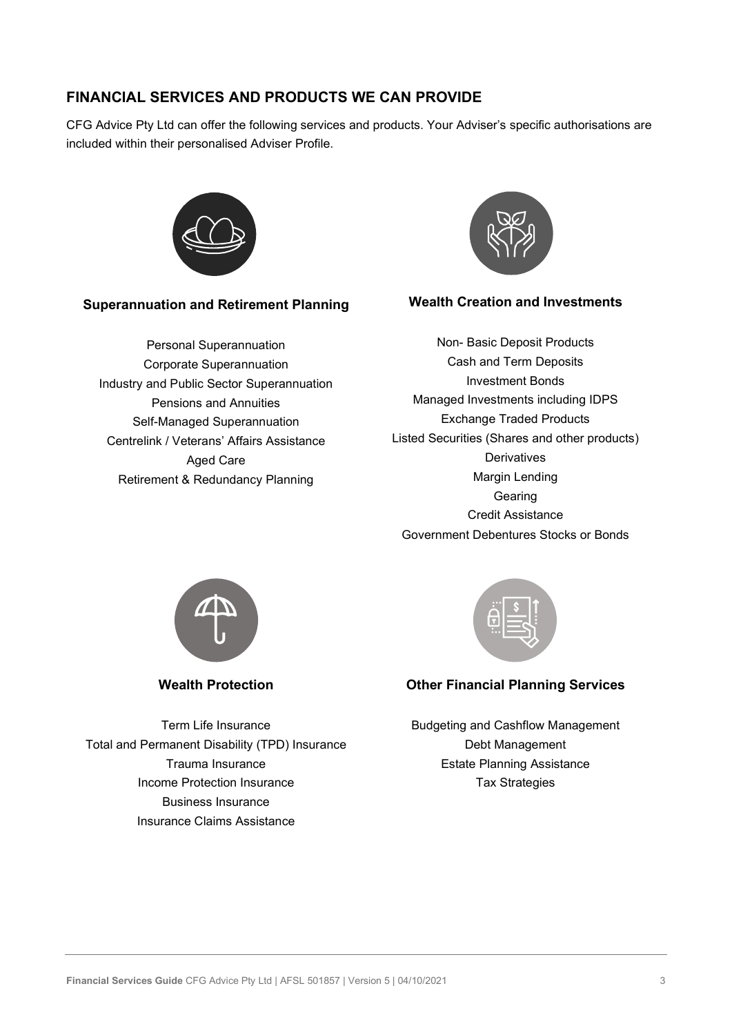## FINANCIAL SERVICES AND PRODUCTS WE CAN PROVIDE

CFG Advice Pty Ltd can offer the following services and products. Your Adviser's specific authorisations are included within their personalised Adviser Profile.

### Superannuation and Retirement Planning

Personal Superannuation
Corporate Superannuation
Industry and Public Sector Superannuation
Pensions and Annuities
Self-Managed Superannuation
Centrelink / Veterans' Affairs Assistance
Aged Care
Retirement & Redundancy Planning

### Wealth Creation and Investments

Non- Basic Deposit Products
Cash and Term Deposits
Investment Bonds
Managed Investments including IDPS
Exchange Traded Products
Listed Securities (Shares and other products)
Derivatives
Margin Lending
Gearing
Credit Assistance
Government Debentures Stocks or Bonds

### Wealth Protection

Term Life Insurance
Total and Permanent Disability (TPD) Insurance
Trauma Insurance
Income Protection Insurance
Business Insurance
Insurance Claims Assistance

### Other Financial Planning Services

Budgeting and Cashflow Management
Debt Management
Estate Planning Assistance
Tax Strategies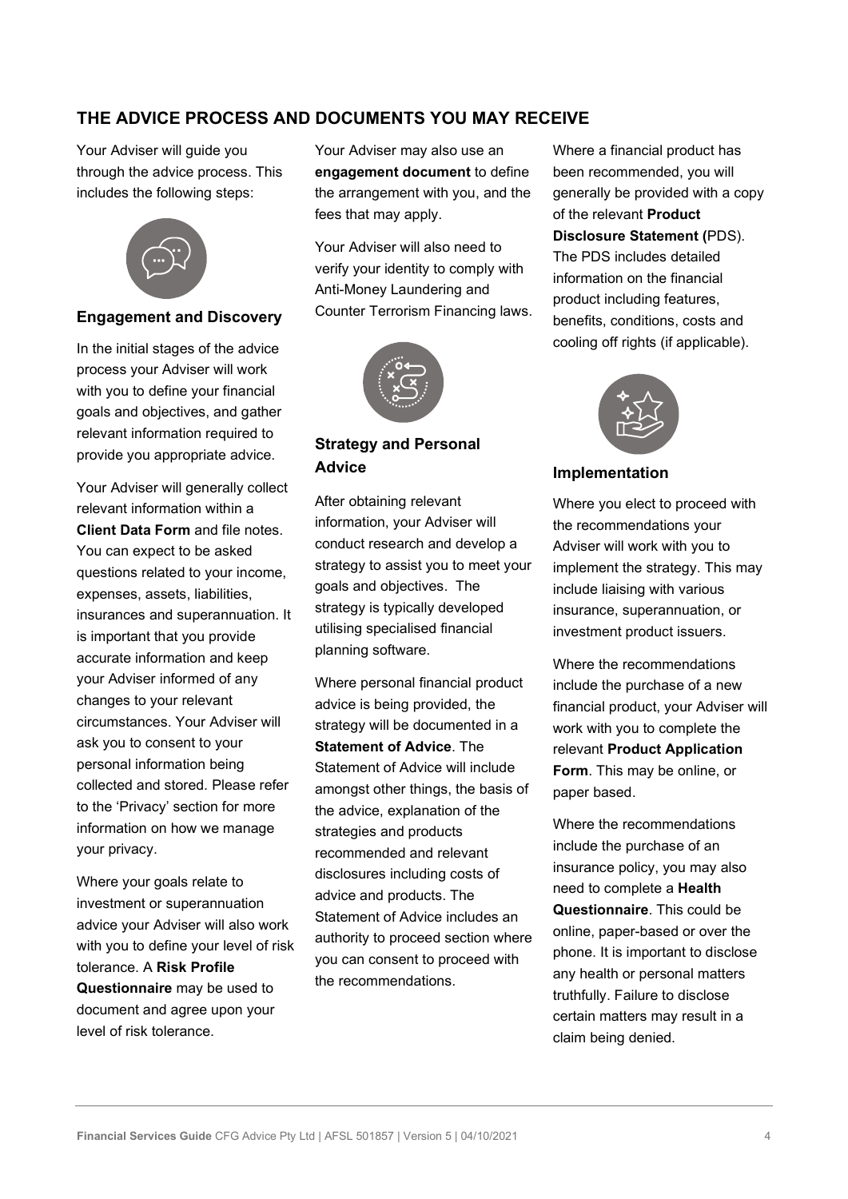## THE ADVICE PROCESS AND DOCUMENTS YOU MAY RECEIVE

Your Adviser will guide you through the advice process. This includes the following steps:

### Engagement and Discovery

In the initial stages of the advice process your Adviser will work with you to define your financial goals and objectives, and gather relevant information required to provide you appropriate advice.

Your Adviser will generally collect relevant information within a **Client Data Form** and file notes. You can expect to be asked questions related to your income, expenses, assets, liabilities, insurances and superannuation. It is important that you provide accurate information and keep your Adviser informed of any changes to your relevant circumstances. Your Adviser will ask you to consent to your personal information being collected and stored. Please refer to the 'Privacy' section for more information on how we manage your privacy.

Where your goals relate to investment or superannuation advice your Adviser will also work with you to define your level of risk tolerance. A **Risk Profile Questionnaire** may be used to document and agree upon your level of risk tolerance.

Your Adviser may also use an **engagement document** to define the arrangement with you, and the fees that may apply.

Your Adviser will also need to verify your identity to comply with Anti-Money Laundering and Counter Terrorism Financing laws.

### Strategy and Personal Advice

After obtaining relevant information, your Adviser will conduct research and develop a strategy to assist you to meet your goals and objectives. The strategy is typically developed utilising specialised financial planning software.

Where personal financial product advice is being provided, the strategy will be documented in a **Statement of Advice**. The Statement of Advice will include amongst other things, the basis of the advice, explanation of the strategies and products recommended and relevant disclosures including costs of advice and products. The Statement of Advice includes an authority to proceed section where you can consent to proceed with the recommendations.

Where a financial product has been recommended, you will generally be provided with a copy of the relevant **Product Disclosure Statement (**PDS). The PDS includes detailed information on the financial product including features, benefits, conditions, costs and cooling off rights (if applicable).

### Implementation

Where you elect to proceed with the recommendations your Adviser will work with you to implement the strategy. This may include liaising with various insurance, superannuation, or investment product issuers.

Where the recommendations include the purchase of a new financial product, your Adviser will work with you to complete the relevant **Product Application Form**. This may be online, or paper based.

Where the recommendations include the purchase of an insurance policy, you may also need to complete a **Health Questionnaire**. This could be online, paper-based or over the phone. It is important to disclose any health or personal matters truthfully. Failure to disclose certain matters may result in a claim being denied.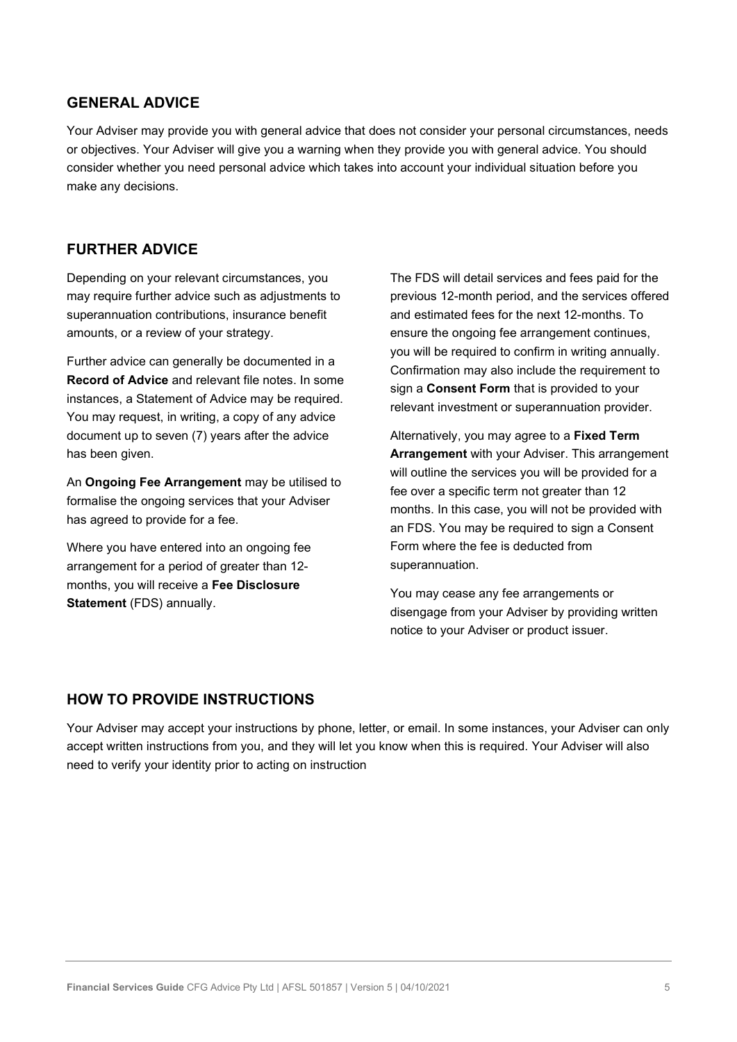## GENERAL ADVICE

Your Adviser may provide you with general advice that does not consider your personal circumstances, needs or objectives. Your Adviser will give you a warning when they provide you with general advice. You should consider whether you need personal advice which takes into account your individual situation before you make any decisions.

## FURTHER ADVICE

Depending on your relevant circumstances, you may require further advice such as adjustments to superannuation contributions, insurance benefit amounts, or a review of your strategy.

Further advice can generally be documented in a **Record of Advice** and relevant file notes. In some instances, a Statement of Advice may be required. You may request, in writing, a copy of any advice document up to seven (7) years after the advice has been given.

An **Ongoing Fee Arrangement** may be utilised to formalise the ongoing services that your Adviser has agreed to provide for a fee.

Where you have entered into an ongoing fee arrangement for a period of greater than 12-months, you will receive a **Fee Disclosure Statement** (FDS) annually.

The FDS will detail services and fees paid for the previous 12-month period, and the services offered and estimated fees for the next 12-months. To ensure the ongoing fee arrangement continues, you will be required to confirm in writing annually. Confirmation may also include the requirement to sign a **Consent Form** that is provided to your relevant investment or superannuation provider.

Alternatively, you may agree to a **Fixed Term Arrangement** with your Adviser. This arrangement will outline the services you will be provided for a fee over a specific term not greater than 12 months. In this case, you will not be provided with an FDS. You may be required to sign a Consent Form where the fee is deducted from superannuation.

You may cease any fee arrangements or disengage from your Adviser by providing written notice to your Adviser or product issuer.

## HOW TO PROVIDE INSTRUCTIONS

Your Adviser may accept your instructions by phone, letter, or email. In some instances, your Adviser can only accept written instructions from you, and they will let you know when this is required. Your Adviser will also need to verify your identity prior to acting on instruction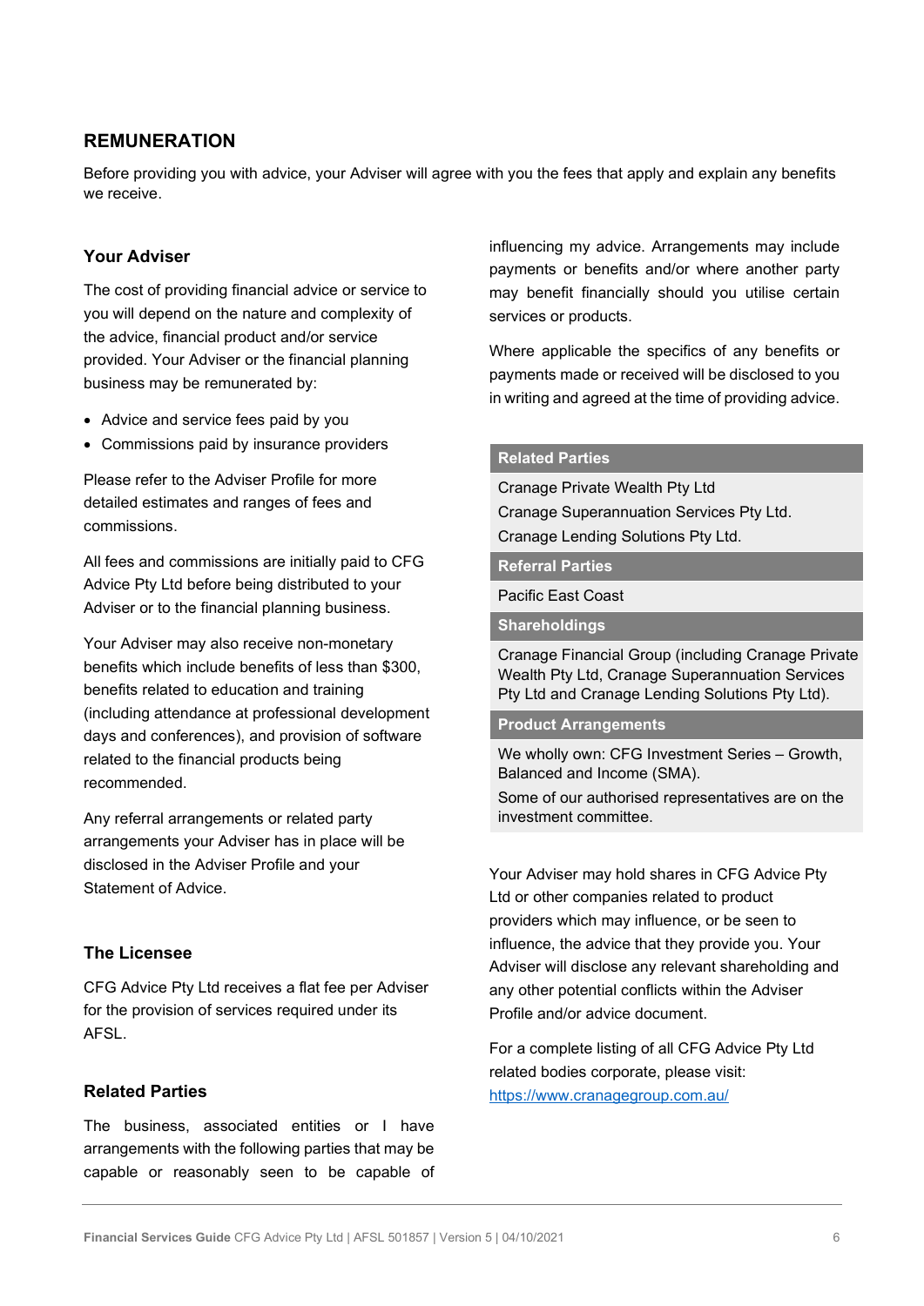## REMUNERATION

Before providing you with advice, your Adviser will agree with you the fees that apply and explain any benefits we receive.

### Your Adviser

The cost of providing financial advice or service to you will depend on the nature and complexity of the advice, financial product and/or service provided. Your Adviser or the financial planning business may be remunerated by:

- Advice and service fees paid by you
- Commissions paid by insurance providers

Please refer to the Adviser Profile for more detailed estimates and ranges of fees and commissions.

All fees and commissions are initially paid to CFG Advice Pty Ltd before being distributed to your Adviser or to the financial planning business.

Your Adviser may also receive non-monetary benefits which include benefits of less than $300, benefits related to education and training (including attendance at professional development days and conferences), and provision of software related to the financial products being recommended.

Any referral arrangements or related party arrangements your Adviser has in place will be disclosed in the Adviser Profile and your Statement of Advice.

### The Licensee

CFG Advice Pty Ltd receives a flat fee per Adviser for the provision of services required under its AFSL.

### Related Parties

The business, associated entities or I have arrangements with the following parties that may be capable or reasonably seen to be capable of influencing my advice. Arrangements may include payments or benefits and/or where another party may benefit financially should you utilise certain services or products.

Where applicable the specifics of any benefits or payments made or received will be disclosed to you in writing and agreed at the time of providing advice.

| Related Parties |
| --- |
| Cranage Private Wealth Pty Ltd<br>Cranage Superannuation Services Pty Ltd.<br>Cranage Lending Solutions Pty Ltd. |
| **Referral Parties** |
| Pacific East Coast |
| **Shareholdings** |
| Cranage Financial Group (including Cranage Private Wealth Pty Ltd, Cranage Superannuation Services Pty Ltd and Cranage Lending Solutions Pty Ltd). |
| **Product Arrangements** |
| We wholly own: CFG Investment Series – Growth, Balanced and Income (SMA).<br>Some of our authorised representatives are on the investment committee. |

Your Adviser may hold shares in CFG Advice Pty Ltd or other companies related to product providers which may influence, or be seen to influence, the advice that they provide you. Your Adviser will disclose any relevant shareholding and any other potential conflicts within the Adviser Profile and/or advice document.

For a complete listing of all CFG Advice Pty Ltd related bodies corporate, please visit: https://www.cranagegroup.com.au/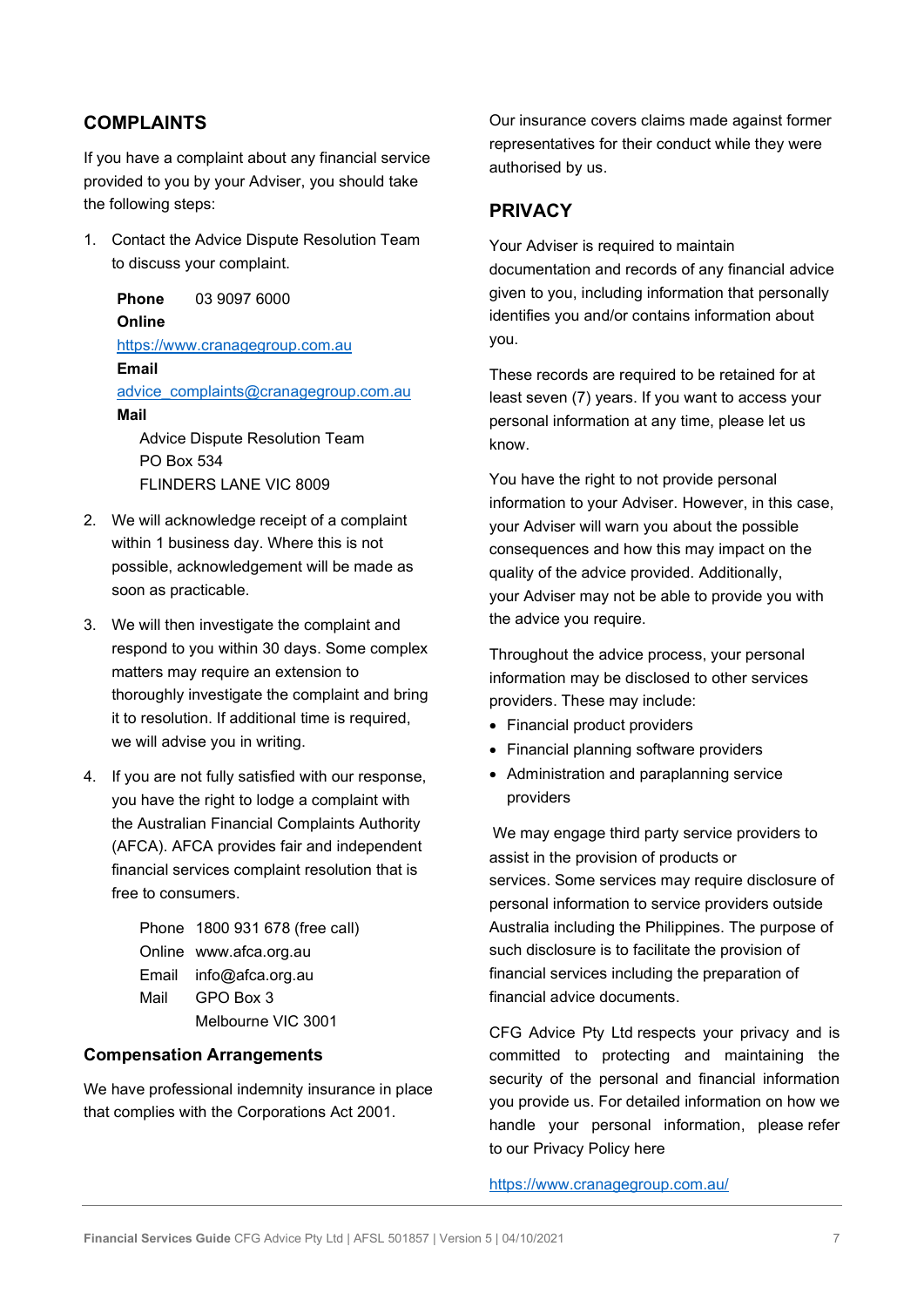## COMPLAINTS

If you have a complaint about any financial service provided to you by your Adviser, you should take the following steps:

1. Contact the Advice Dispute Resolution Team to discuss your complaint.

   **Phone** 03 9097 6000
   **Online** https://www.cranagegroup.com.au
   **Email** advice_complaints@cranagegroup.com.au
   **Mail**
   Advice Dispute Resolution Team
   PO Box 534
   FLINDERS LANE VIC 8009

2. We will acknowledge receipt of a complaint within 1 business day. Where this is not possible, acknowledgement will be made as soon as practicable.

3. We will then investigate the complaint and respond to you within 30 days. Some complex matters may require an extension to thoroughly investigate the complaint and bring it to resolution. If additional time is required, we will advise you in writing.

4. If you are not fully satisfied with our response, you have the right to lodge a complaint with the Australian Financial Complaints Authority (AFCA). AFCA provides fair and independent financial services complaint resolution that is free to consumers.

   Phone 1800 931 678 (free call)
   Online www.afca.org.au
   Email info@afca.org.au
   Mail GPO Box 3
   Melbourne VIC 3001

### Compensation Arrangements

We have professional indemnity insurance in place that complies with the Corporations Act 2001.

Our insurance covers claims made against former representatives for their conduct while they were authorised by us.

## PRIVACY

Your Adviser is required to maintain documentation and records of any financial advice given to you, including information that personally identifies you and/or contains information about you.

These records are required to be retained for at least seven (7) years. If you want to access your personal information at any time, please let us know.

You have the right to not provide personal information to your Adviser. However, in this case, your Adviser will warn you about the possible consequences and how this may impact on the quality of the advice provided. Additionally, your Adviser may not be able to provide you with the advice you require.

Throughout the advice process, your personal information may be disclosed to other services providers. These may include:

- Financial product providers
- Financial planning software providers
- Administration and paraplanning service providers

We may engage third party service providers to assist in the provision of products or services. Some services may require disclosure of personal information to service providers outside Australia including the Philippines. The purpose of such disclosure is to facilitate the provision of financial services including the preparation of financial advice documents.

CFG Advice Pty Ltd respects your privacy and is committed to protecting and maintaining the security of the personal and financial information you provide us. For detailed information on how we handle your personal information, please refer to our Privacy Policy here

https://www.cranagegroup.com.au/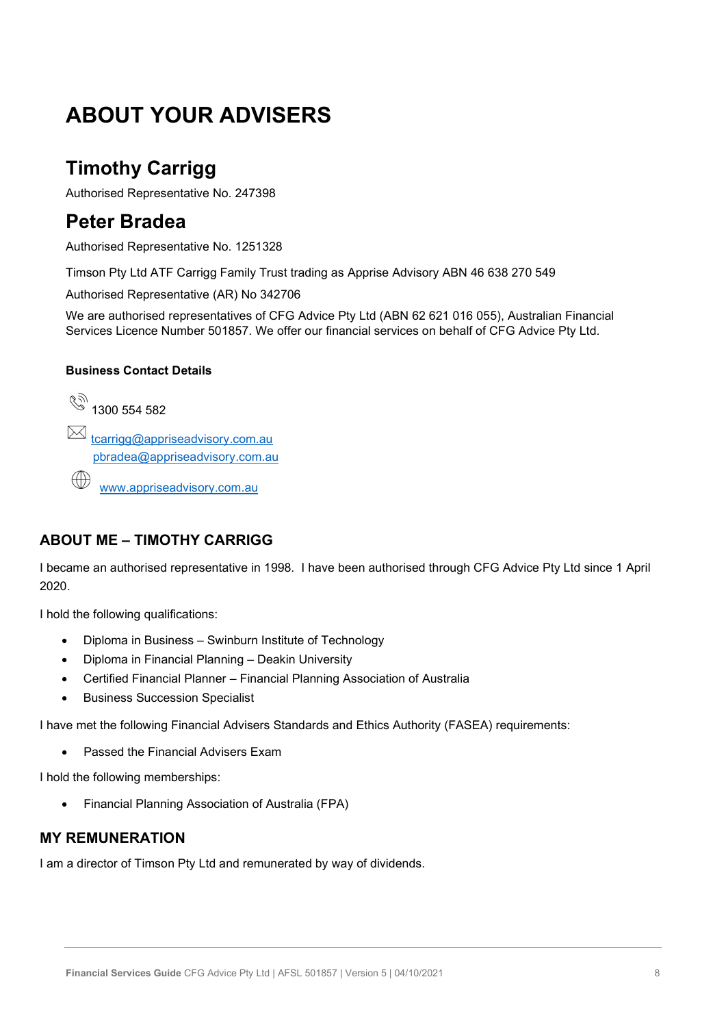# ABOUT YOUR ADVISERS

## Timothy Carrigg

Authorised Representative No. 247398

## Peter Bradea

Authorised Representative No. 1251328

Timson Pty Ltd ATF Carrigg Family Trust trading as Apprise Advisory ABN 46 638 270 549

Authorised Representative (AR) No 342706

We are authorised representatives of CFG Advice Pty Ltd (ABN 62 621 016 055), Australian Financial Services Licence Number 501857. We offer our financial services on behalf of CFG Advice Pty Ltd.

**Business Contact Details**

1300 554 582

tcarrigg@appriseadvisory.com.au
pbradea@appriseadvisory.com.au

www.appriseadvisory.com.au

### ABOUT ME – TIMOTHY CARRIGG

I became an authorised representative in 1998. I have been authorised through CFG Advice Pty Ltd since 1 April 2020.

I hold the following qualifications:

- Diploma in Business – Swinburn Institute of Technology
- Diploma in Financial Planning – Deakin University
- Certified Financial Planner – Financial Planning Association of Australia
- Business Succession Specialist

I have met the following Financial Advisers Standards and Ethics Authority (FASEA) requirements:

- Passed the Financial Advisers Exam

I hold the following memberships:

- Financial Planning Association of Australia (FPA)

### MY REMUNERATION

I am a director of Timson Pty Ltd and remunerated by way of dividends.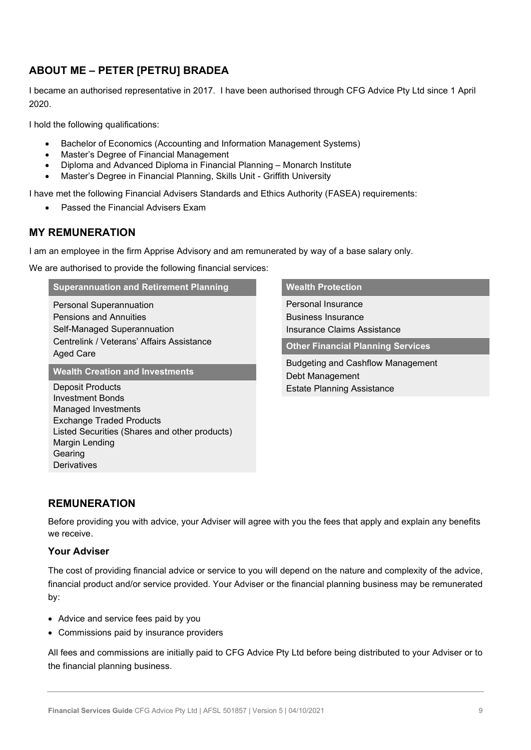## ABOUT ME – PETER [PETRU] BRADEA

I became an authorised representative in 2017. I have been authorised through CFG Advice Pty Ltd since 1 April 2020.

I hold the following qualifications:

- Bachelor of Economics (Accounting and Information Management Systems)
- Master's Degree of Financial Management
- Diploma and Advanced Diploma in Financial Planning – Monarch Institute
- Master's Degree in Financial Planning, Skills Unit - Griffith University

I have met the following Financial Advisers Standards and Ethics Authority (FASEA) requirements:

- Passed the Financial Advisers Exam

## MY REMUNERATION

I am an employee in the firm Apprise Advisory and am remunerated by way of a base salary only.

We are authorised to provide the following financial services:

| Superannuation and Retirement Planning | Wealth Protection |
|---|---|
| Personal Superannuation<br>Pensions and Annuities<br>Self-Managed Superannuation<br>Centrelink / Veterans' Affairs Assistance<br>Aged Care | Personal Insurance<br>Business Insurance<br>Insurance Claims Assistance |
| **Wealth Creation and Investments** | **Other Financial Planning Services** |
| Deposit Products<br>Investment Bonds<br>Managed Investments<br>Exchange Traded Products<br>Listed Securities (Shares and other products)<br>Margin Lending<br>Gearing<br>Derivatives | Budgeting and Cashflow Management<br>Debt Management<br>Estate Planning Assistance |

## REMUNERATION

Before providing you with advice, your Adviser will agree with you the fees that apply and explain any benefits we receive.

### Your Adviser

The cost of providing financial advice or service to you will depend on the nature and complexity of the advice, financial product and/or service provided. Your Adviser or the financial planning business may be remunerated by:

- Advice and service fees paid by you
- Commissions paid by insurance providers

All fees and commissions are initially paid to CFG Advice Pty Ltd before being distributed to your Adviser or to the financial planning business.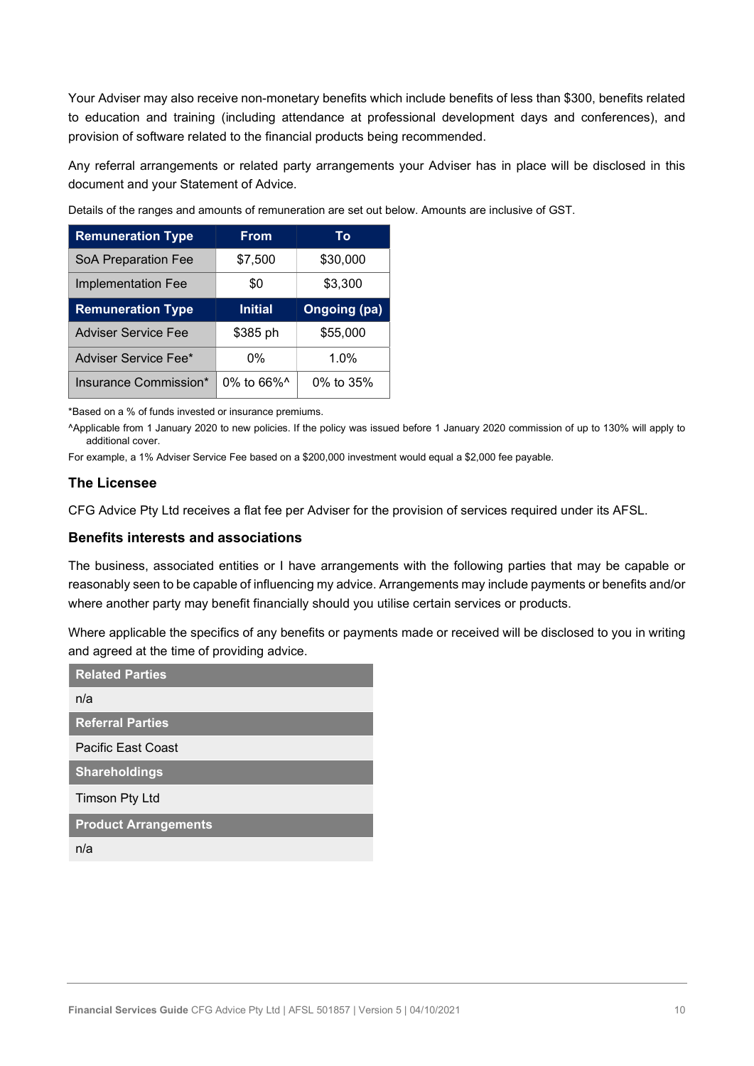Your Adviser may also receive non-monetary benefits which include benefits of less than $300, benefits related to education and training (including attendance at professional development days and conferences), and provision of software related to the financial products being recommended.

Any referral arrangements or related party arrangements your Adviser has in place will be disclosed in this document and your Statement of Advice.

Details of the ranges and amounts of remuneration are set out below. Amounts are inclusive of GST.

| Remuneration Type | From | To |
|---|---|---|
| SoA Preparation Fee | $7,500 | $30,000 |
| Implementation Fee | $0 | $3,300 |
| **Remuneration Type** | **Initial** | **Ongoing (pa)** |
| Adviser Service Fee | $385 ph | $55,000 |
| Adviser Service Fee* | 0% | 1.0% |
| Insurance Commission* | 0% to 66%^ | 0% to 35% |

*Based on a % of funds invested or insurance premiums.

^Applicable from 1 January 2020 to new policies. If the policy was issued before 1 January 2020 commission of up to 130% will apply to additional cover.

For example, a 1% Adviser Service Fee based on a $200,000 investment would equal a $2,000 fee payable.

### The Licensee

CFG Advice Pty Ltd receives a flat fee per Adviser for the provision of services required under its AFSL.

### Benefits interests and associations

The business, associated entities or I have arrangements with the following parties that may be capable or reasonably seen to be capable of influencing my advice. Arrangements may include payments or benefits and/or where another party may benefit financially should you utilise certain services or products.

Where applicable the specifics of any benefits or payments made or received will be disclosed to you in writing and agreed at the time of providing advice.

| Related Parties |
|---|
| n/a |
| **Referral Parties** |
| Pacific East Coast |
| **Shareholdings** |
| Timson Pty Ltd |
| **Product Arrangements** |
| n/a |